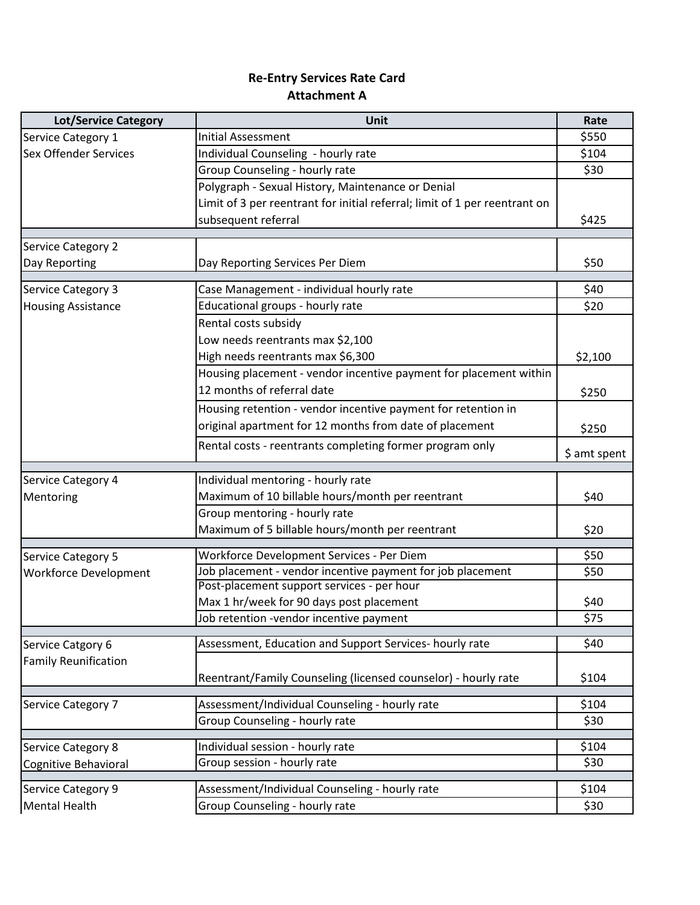**Re-Entry Services Rate Card**
**Attachment A**

| Lot/Service Category | Unit | Rate |
|---|---|---|
| Service Category 1 Sex Offender Services | Initial Assessment | $550 |
| | Individual Counseling - hourly rate | $104 |
| | Group Counseling - hourly rate | $30 |
| | Polygraph - Sexual History, Maintenance or Denial Limit of 3 per reentrant for initial referral; limit of 1 per reentrant on subsequent referral | $425 |
| | | |
| Service Category 2 Day Reporting | Day Reporting Services Per Diem | $50 |
| | | |
| Service Category 3 Housing Assistance | Case Management - individual hourly rate | $40 |
| | Educational groups - hourly rate | $20 |
| | Rental costs subsidy Low needs reentrants max $2,100 High needs reentrants max $6,300 | $2,100 |
| | Housing placement - vendor incentive payment for placement within 12 months of referral date | $250 |
| | Housing retention - vendor incentive payment for retention in original apartment for 12 months from date of placement | $250 |
| | Rental costs - reentrants completing former program only | $ amt spent |
| | | |
| Service Category 4 Mentoring | Individual mentoring - hourly rate Maximum of 10 billable hours/month per reentrant | $40 |
| | Group mentoring - hourly rate Maximum of 5 billable hours/month per reentrant | $20 |
| | | |
| Service Category 5 Workforce Development | Workforce Development Services - Per Diem | $50 |
| | Job placement - vendor incentive payment for job placement | $50 |
| | Post-placement support services - per hour Max 1 hr/week for 90 days post placement | $40 |
| | Job retention -vendor incentive payment | $75 |
| | | |
| Service Catgory 6 Family Reunification | Assessment, Education and Support Services- hourly rate | $40 |
| | Reentrant/Family Counseling (licensed counselor) - hourly rate | $104 |
| | | |
| Service Category 7 | Assessment/Individual Counseling - hourly rate | $104 |
| | Group Counseling - hourly rate | $30 |
| | | |
| Service Category 8 Cognitive Behavioral | Individual session - hourly rate | $104 |
| | Group session - hourly rate | $30 |
| | | |
| Service Category 9 Mental Health | Assessment/Individual Counseling - hourly rate | $104 |
| | Group Counseling - hourly rate | $30 |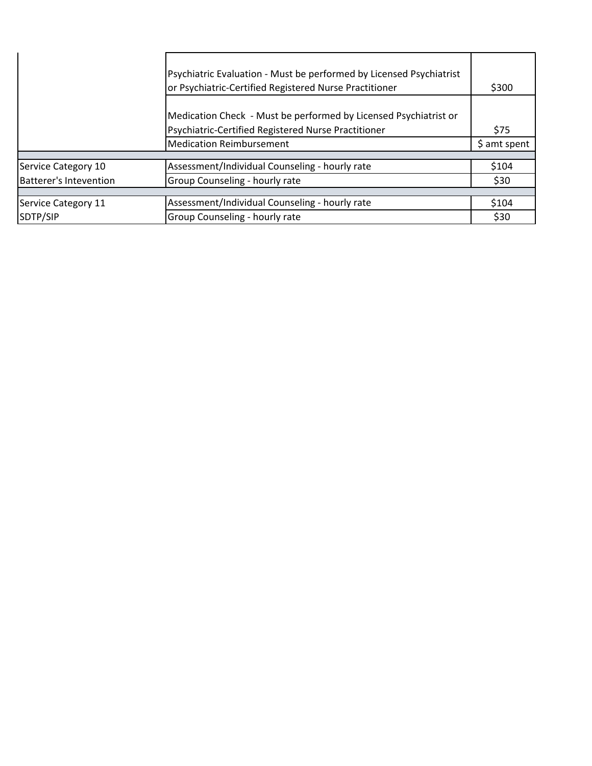| | | |
|---|---|---|
| | Psychiatric Evaluation - Must be performed by Licensed Psychiatrist or Psychiatric-Certified Registered Nurse Practitioner | $300 |
| | Medication Check - Must be performed by Licensed Psychiatrist or Psychiatric-Certified Registered Nurse Practitioner | $75 |
| | Medication Reimbursement | $ amt spent |
| | | |
| Service Category 10 | Assessment/Individual Counseling - hourly rate | $104 |
| Batterer's Intevention | Group Counseling - hourly rate | $30 |
| | | |
| Service Category 11 | Assessment/Individual Counseling - hourly rate | $104 |
| SDTP/SIP | Group Counseling - hourly rate | $30 |